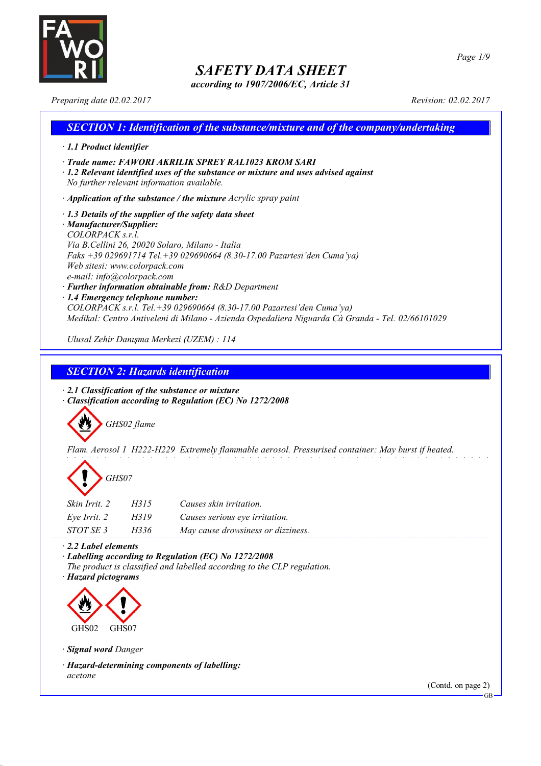# SAFETY DATA SHEET

*according to 1907/2006/EC, Article 31*

*Preparing date 02.02.2017* *Revision: 02.02.2017*

## SECTION 1: Identification of the substance/mixture and of the company/undertaking

· ***1.1 Product identifier***

· ***Trade name: FAWORI AKRILIK SPREY RAL1023 KROM SARI***

· ***1.2 Relevant identified uses of the substance or mixture and uses advised against***
No further relevant information available.

· ***Application of the substance / the mixture*** Acrylic spray paint

· ***1.3 Details of the supplier of the safety data sheet***

· ***Manufacturer/Supplier:***
COLORPACK s.r.l.
Via B.Cellini 26, 20020 Solaro, Milano - Italia
Faks +39 029691714 Tel.+39 029690664 (8.30-17.00 Pazartesi'den Cuma'ya)
Web sitesi: www.colorpack.com
e-mail: info@colorpack.com

· ***Further information obtainable from:*** R&D Department

· ***1.4 Emergency telephone number:***
COLORPACK s.r.l. Tel.+39 029690664 (8.30-17.00 Pazartesi'den Cuma'ya)
Medikal: Centro Antiveleni di Milano - Azienda Ospedaliera Niguarda Cà Granda - Tel. 02/66101029

Ulusal Zehir Danışma Merkezi (UZEM) : 114

## SECTION 2: Hazards identification

· ***2.1 Classification of the substance or mixture***

· ***Classification according to Regulation (EC) No 1272/2008***

GHS02 flame

Flam. Aerosol 1 H222-H229 Extremely flammable aerosol. Pressurised container: May burst if heated.

GHS07

| | | |
|---|---|---|
| Skin Irrit. 2 | H315 | Causes skin irritation. |
| Eye Irrit. 2 | H319 | Causes serious eye irritation. |
| STOT SE 3 | H336 | May cause drowsiness or dizziness. |

· ***2.2 Label elements***

· ***Labelling according to Regulation (EC) No 1272/2008***
The product is classified and labelled according to the CLP regulation.

· ***Hazard pictograms***

GHS02 GHS07

· ***Signal word*** Danger

· ***Hazard-determining components of labelling:***
acetone

(Contd. on page 2)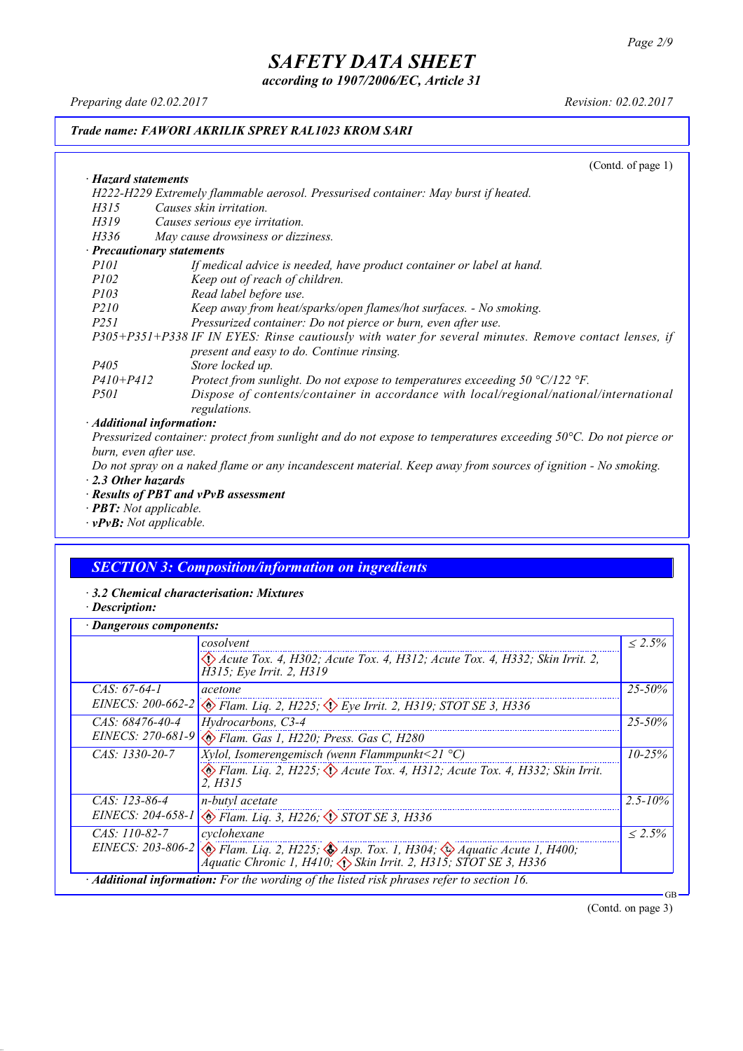# SAFETY DATA SHEET

*according to 1907/2006/EC, Article 31*

*Preparing date 02.02.2017* *Revision: 02.02.2017*

***Trade name: FAWORI AKRILIK SPREY RAL1023 KROM SARI***

(Contd. of page 1)

· ***Hazard statements***

*H222-H229 Extremely flammable aerosol. Pressurised container: May burst if heated.*
*H315 Causes skin irritation.*
*H319 Causes serious eye irritation.*
*H336 May cause drowsiness or dizziness.*

· ***Precautionary statements***

*P101 If medical advice is needed, have product container or label at hand.*
*P102 Keep out of reach of children.*
*P103 Read label before use.*
*P210 Keep away from heat/sparks/open flames/hot surfaces. - No smoking.*
*P251 Pressurized container: Do not pierce or burn, even after use.*
*P305+P351+P338 IF IN EYES: Rinse cautiously with water for several minutes. Remove contact lenses, if present and easy to do. Continue rinsing.*
*P405 Store locked up.*
*P410+P412 Protect from sunlight. Do not expose to temperatures exceeding 50 °C/122 °F.*
*P501 Dispose of contents/container in accordance with local/regional/national/international regulations.*

· ***Additional information:***

*Pressurized container: protect from sunlight and do not expose to temperatures exceeding 50°C. Do not pierce or burn, even after use.*

*Do not spray on a naked flame or any incandescent material. Keep away from sources of ignition - No smoking.*

· ***2.3 Other hazards***
· ***Results of PBT and vPvB assessment***
· ***PBT:*** *Not applicable.*
· ***vPvB:*** *Not applicable.*

## *SECTION 3: Composition/information on ingredients*

· ***3.2 Chemical characterisation: Mixtures***
· ***Description:***

· ***Dangerous components:***

| | | |
|---|---|---|
| | *cosolvent*<br>*Acute Tox. 4, H302; Acute Tox. 4, H312; Acute Tox. 4, H332; Skin Irrit. 2, H315; Eye Irrit. 2, H319* | *≤ 2.5%* |
| *CAS: 67-64-1*<br>*EINECS: 200-662-2* | *acetone*<br>*Flam. Liq. 2, H225; Eye Irrit. 2, H319; STOT SE 3, H336* | *25-50%* |
| *CAS: 68476-40-4*<br>*EINECS: 270-681-9* | *Hydrocarbons, C3-4*<br>*Flam. Gas 1, H220; Press. Gas C, H280* | *25-50%* |
| *CAS: 1330-20-7* | *Xylol, Isomerengemisch (wenn Flammpunkt<21 °C)*<br>*Flam. Liq. 2, H225; Acute Tox. 4, H312; Acute Tox. 4, H332; Skin Irrit. 2, H315* | *10-25%* |
| *CAS: 123-86-4*<br>*EINECS: 204-658-1* | *n-butyl acetate*<br>*Flam. Liq. 3, H226; STOT SE 3, H336* | *2.5-10%* |
| *CAS: 110-82-7*<br>*EINECS: 203-806-2* | *cyclohexane*<br>*Flam. Liq. 2, H225; Asp. Tox. 1, H304; Aquatic Acute 1, H400; Aquatic Chronic 1, H410; Skin Irrit. 2, H315; STOT SE 3, H336* | *≤ 2.5%* |

· ***Additional information:*** *For the wording of the listed risk phrases refer to section 16.*

(Contd. on page 3)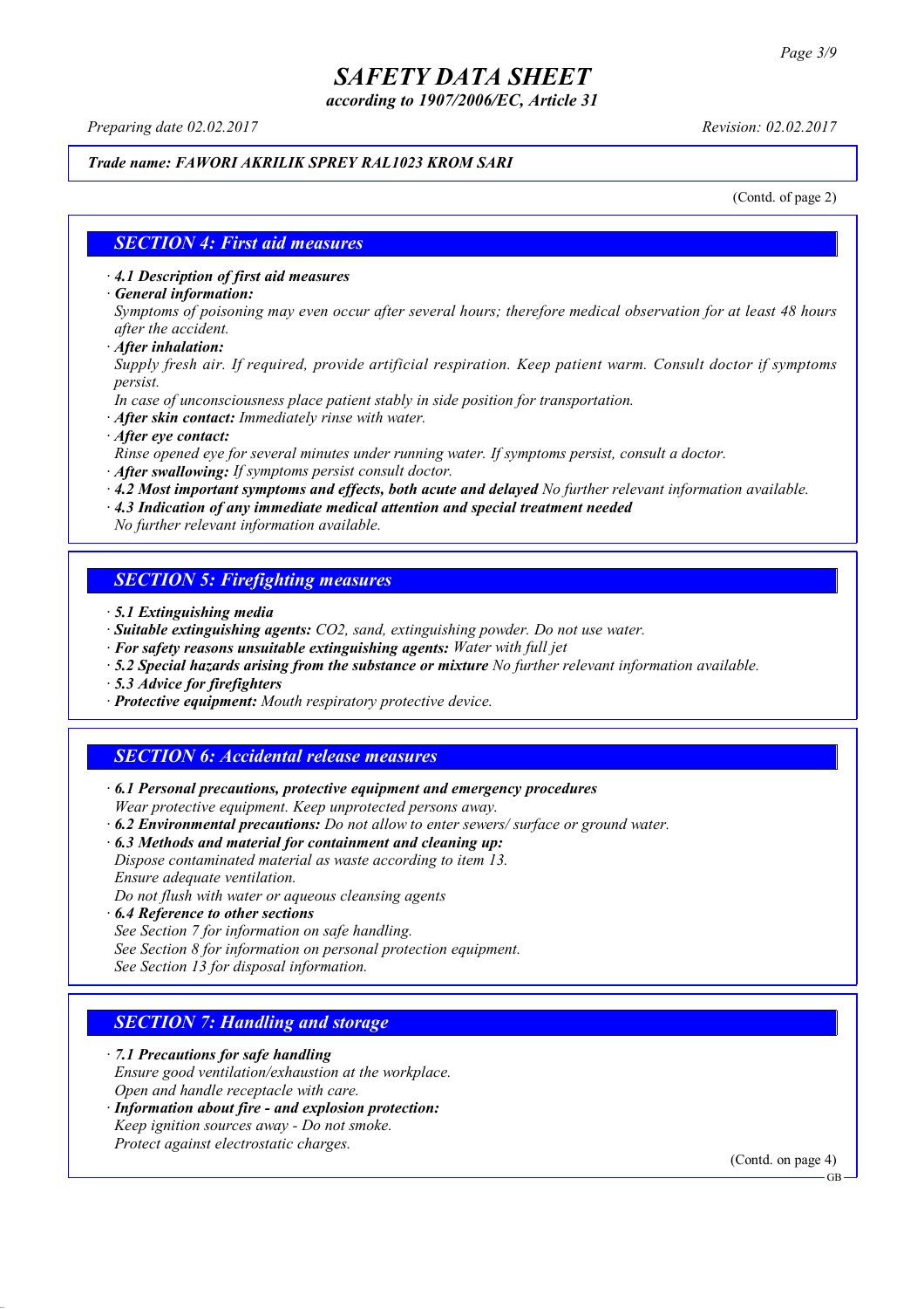**Trade name: FAWORI AKRILIK SPREY RAL1023 KROM SARI**

(Contd. of page 2)

## SECTION 4: First aid measures

· **4.1 Description of first aid measures**
· **General information:**
Symptoms of poisoning may even occur after several hours; therefore medical observation for at least 48 hours after the accident.
· **After inhalation:**
Supply fresh air. If required, provide artificial respiration. Keep patient warm. Consult doctor if symptoms persist.
In case of unconsciousness place patient stably in side position for transportation.
· **After skin contact:** Immediately rinse with water.
· **After eye contact:**
Rinse opened eye for several minutes under running water. If symptoms persist, consult a doctor.
· **After swallowing:** If symptoms persist consult doctor.
· **4.2 Most important symptoms and effects, both acute and delayed** No further relevant information available.
· **4.3 Indication of any immediate medical attention and special treatment needed**
No further relevant information available.

## SECTION 5: Firefighting measures

· **5.1 Extinguishing media**
· **Suitable extinguishing agents:** $CO_2$, sand, extinguishing powder. Do not use water.
· **For safety reasons unsuitable extinguishing agents:** Water with full jet
· **5.2 Special hazards arising from the substance or mixture** No further relevant information available.
· **5.3 Advice for firefighters**
· **Protective equipment:** Mouth respiratory protective device.

## SECTION 6: Accidental release measures

· **6.1 Personal precautions, protective equipment and emergency procedures**
Wear protective equipment. Keep unprotected persons away.
· **6.2 Environmental precautions:** Do not allow to enter sewers/ surface or ground water.
· **6.3 Methods and material for containment and cleaning up:**
Dispose contaminated material as waste according to item 13.
Ensure adequate ventilation.
Do not flush with water or aqueous cleansing agents
· **6.4 Reference to other sections**
See Section 7 for information on safe handling.
See Section 8 for information on personal protection equipment.
See Section 13 for disposal information.

## SECTION 7: Handling and storage

· **7.1 Precautions for safe handling**
Ensure good ventilation/exhaustion at the workplace.
Open and handle receptacle with care.
· **Information about fire - and explosion protection:**
Keep ignition sources away - Do not smoke.
Protect against electrostatic charges.

(Contd. on page 4)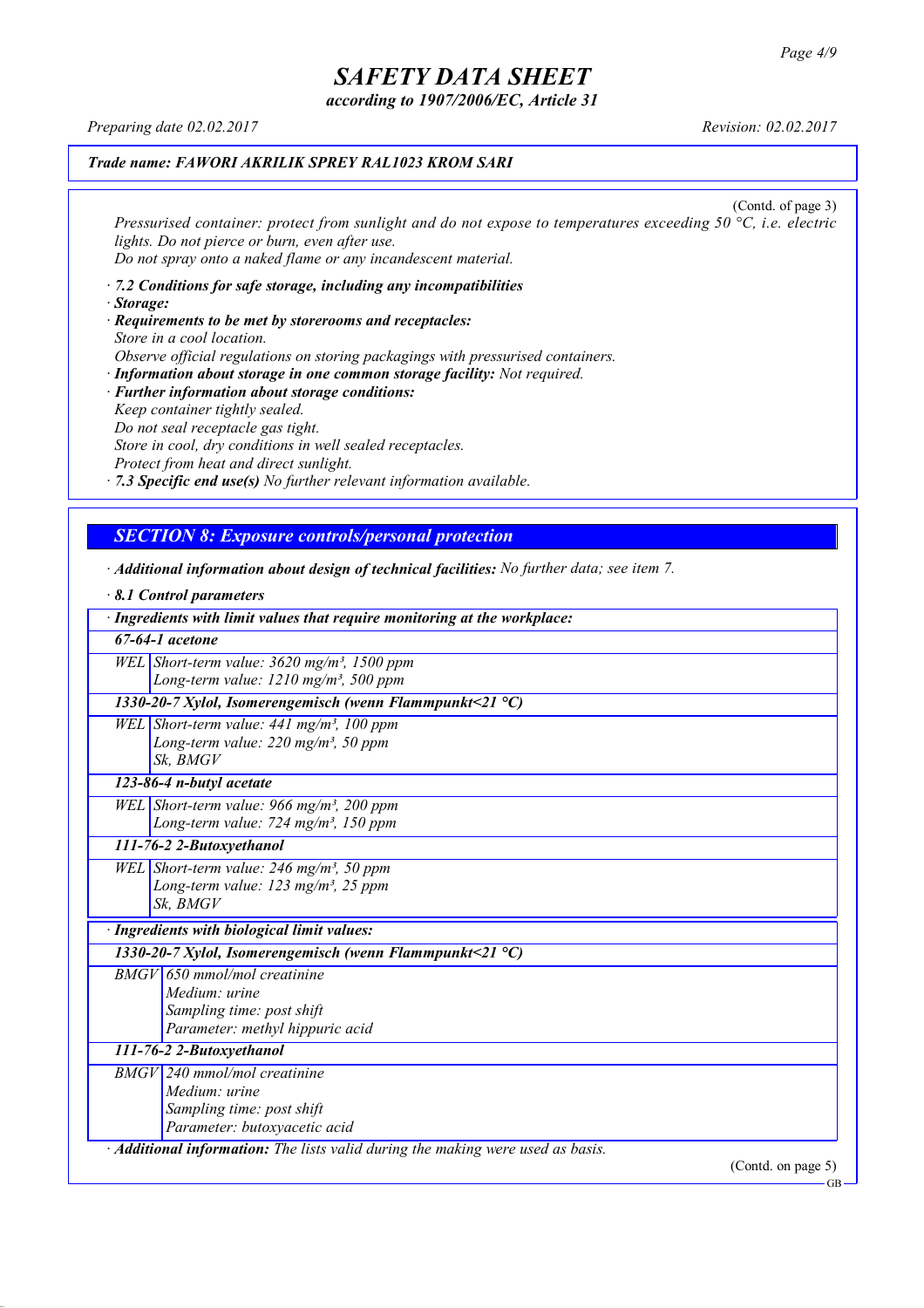# SAFETY DATA SHEET

*according to 1907/2006/EC, Article 31*

*Preparing date 02.02.2017* *Revision: 02.02.2017*

*Trade name: FAWORI AKRILIK SPREY RAL1023 KROM SARI*

(Contd. of page 3)

*Pressurised container: protect from sunlight and do not expose to temperatures exceeding 50 °C, i.e. electric lights. Do not pierce or burn, even after use.*
*Do not spray onto a naked flame or any incandescent material.*

· ***7.2 Conditions for safe storage, including any incompatibilities***
· ***Storage:***
· ***Requirements to be met by storerooms and receptacles:***
*Store in a cool location.*
*Observe official regulations on storing packagings with pressurised containers.*
· ***Information about storage in one common storage facility:*** *Not required.*
· ***Further information about storage conditions:***
*Keep container tightly sealed.*
*Do not seal receptacle gas tight.*
*Store in cool, dry conditions in well sealed receptacles.*
*Protect from heat and direct sunlight.*
· ***7.3 Specific end use(s)*** *No further relevant information available.*

## SECTION 8: Exposure controls/personal protection

· ***Additional information about design of technical facilities:*** *No further data; see item 7.*

· ***8.1 Control parameters***

| · Ingredients with limit values that require monitoring at the workplace: | |
|---|---|
| **67-64-1 acetone** | |
| WEL | Short-term value: 3620 mg/m³, 1500 ppm<br>Long-term value: 1210 mg/m³, 500 ppm |
| **1330-20-7 Xylol, Isomerengemisch (wenn Flammpunkt<21 °C)** | |
| WEL | Short-term value: 441 mg/m³, 100 ppm<br>Long-term value: 220 mg/m³, 50 ppm<br>Sk, BMGV |
| **123-86-4 n-butyl acetate** | |
| WEL | Short-term value: 966 mg/m³, 200 ppm<br>Long-term value: 724 mg/m³, 150 ppm |
| **111-76-2 2-Butoxyethanol** | |
| WEL | Short-term value: 246 mg/m³, 50 ppm<br>Long-term value: 123 mg/m³, 25 ppm<br>Sk, BMGV |

| · Ingredients with biological limit values: | |
|---|---|
| **1330-20-7 Xylol, Isomerengemisch (wenn Flammpunkt<21 °C)** | |
| BMGV | 650 mmol/mol creatinine<br>Medium: urine<br>Sampling time: post shift<br>Parameter: methyl hippuric acid |
| **111-76-2 2-Butoxyethanol** | |
| BMGV | 240 mmol/mol creatinine<br>Medium: urine<br>Sampling time: post shift<br>Parameter: butoxyacetic acid |

· ***Additional information:*** *The lists valid during the making were used as basis.*

(Contd. on page 5)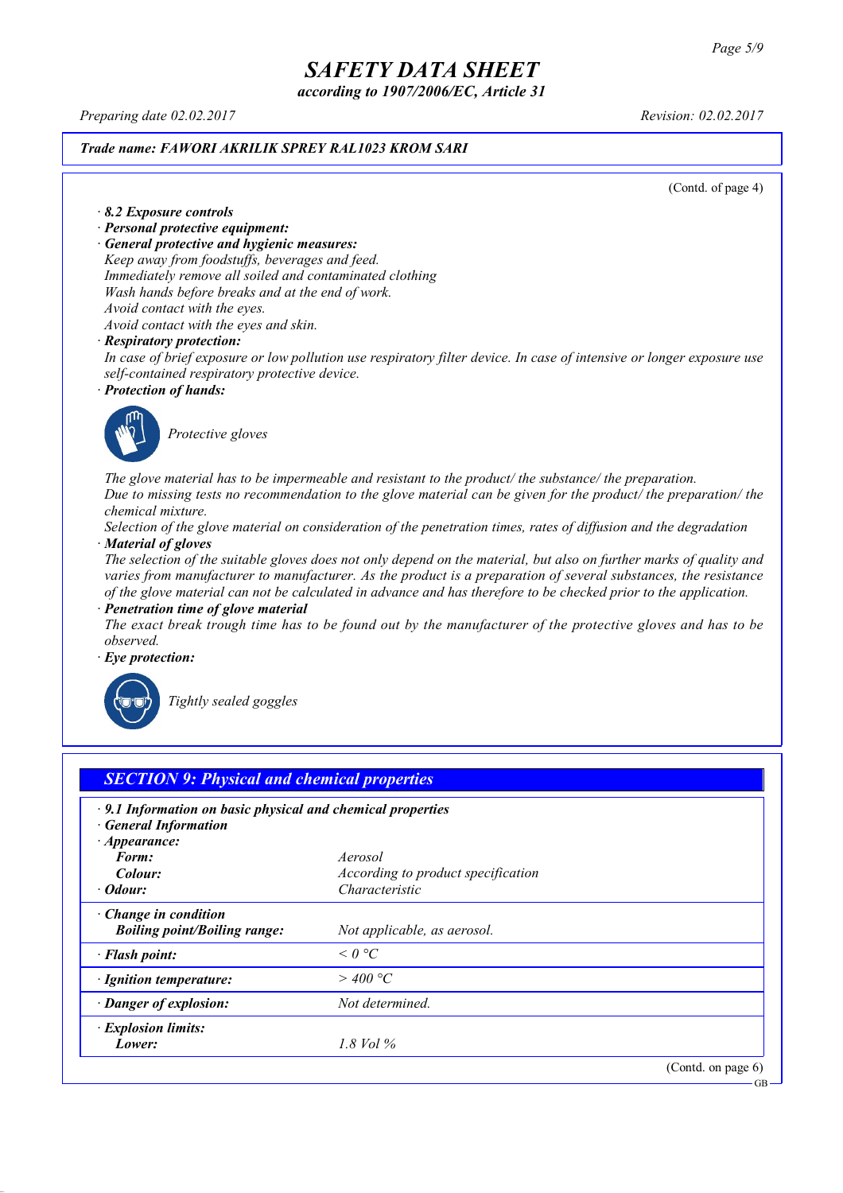*Trade name: FAWORI AKRILIK SPREY RAL1023 KROM SARI*

(Contd. of page 4)

· ***8.2 Exposure controls***

· ***Personal protective equipment:***

· ***General protective and hygienic measures:***

*Keep away from foodstuffs, beverages and feed.*
*Immediately remove all soiled and contaminated clothing*
*Wash hands before breaks and at the end of work.*
*Avoid contact with the eyes.*
*Avoid contact with the eyes and skin.*

· ***Respiratory protection:***

*In case of brief exposure or low pollution use respiratory filter device. In case of intensive or longer exposure use self-contained respiratory protective device.*

· ***Protection of hands:***

*Protective gloves*

*The glove material has to be impermeable and resistant to the product/ the substance/ the preparation.*
*Due to missing tests no recommendation to the glove material can be given for the product/ the preparation/ the chemical mixture.*
*Selection of the glove material on consideration of the penetration times, rates of diffusion and the degradation*

· ***Material of gloves***

*The selection of the suitable gloves does not only depend on the material, but also on further marks of quality and varies from manufacturer to manufacturer. As the product is a preparation of several substances, the resistance of the glove material can not be calculated in advance and has therefore to be checked prior to the application.*

· ***Penetration time of glove material***

*The exact break trough time has to be found out by the manufacturer of the protective gloves and has to be observed.*

· ***Eye protection:***

*Tightly sealed goggles*

## *SECTION 9: Physical and chemical properties*

· ***9.1 Information on basic physical and chemical properties***

· ***General Information***

| | |
|---|---|
| · ***Appearance:*** | |
| ***Form:*** | *Aerosol* |
| ***Colour:*** | *According to product specification* |
| · ***Odour:*** | *Characteristic* |
| · ***Change in condition*** | |
| ***Boiling point/Boiling range:*** | *Not applicable, as aerosol.* |
| · ***Flash point:*** | *< 0 °C* |
| · ***Ignition temperature:*** | *> 400 °C* |
| · ***Danger of explosion:*** | *Not determined.* |
| · ***Explosion limits:*** | |
| ***Lower:*** | *1.8 Vol %* |

(Contd. on page 6)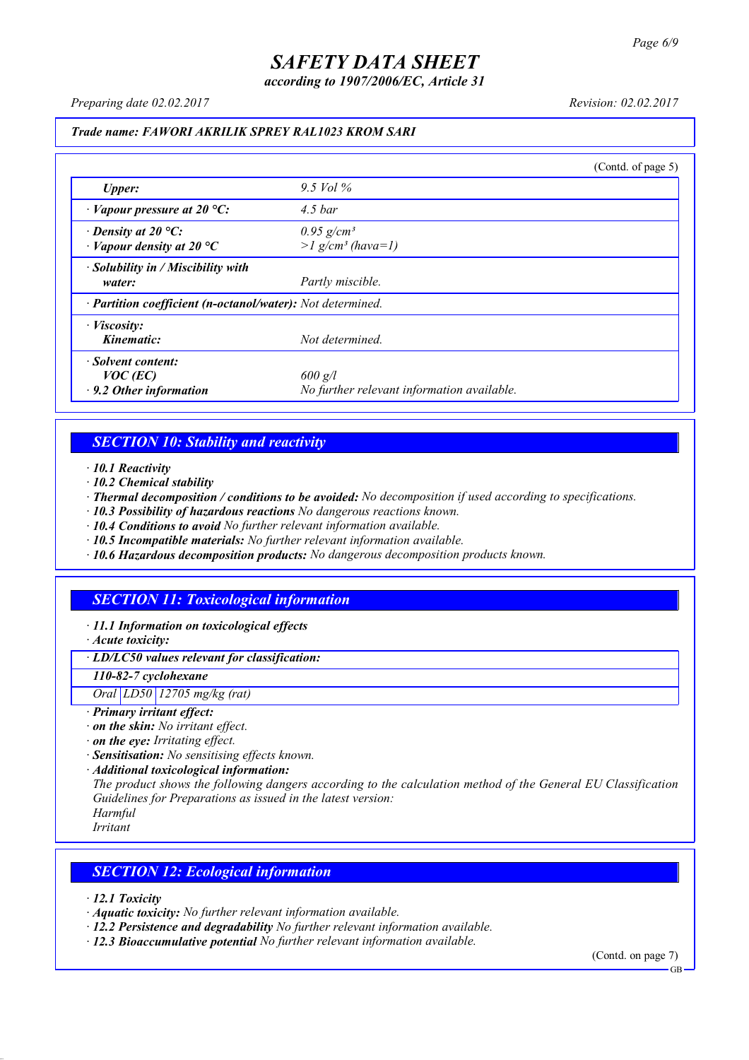**Trade name: FAWORI AKRILIK SPREY RAL1023 KROM SARI**

(Contd. of page 5)

| | |
|---|---|
| *Upper:* | 9.5 Vol % |
| · *Vapour pressure at 20 °C:* | 4.5 bar |
| · *Density at 20 °C:*<br>· *Vapour density at 20 °C* | 0.95 g/cm³<br>>1 g/cm³ (hava=1) |
| · *Solubility in / Miscibility with water:* | Partly miscible. |
| · *Partition coefficient (n-octanol/water):* | Not determined. |
| · *Viscosity:*<br>*Kinematic:* | Not determined. |
| · *Solvent content:*<br>*VOC (EC)*<br>· *9.2 Other information* | 600 g/l<br>No further relevant information available. |

## SECTION 10: Stability and reactivity

· **10.1 Reactivity**
· **10.2 Chemical stability**
· **Thermal decomposition / conditions to be avoided:** No decomposition if used according to specifications.
· **10.3 Possibility of hazardous reactions** No dangerous reactions known.
· **10.4 Conditions to avoid** No further relevant information available.
· **10.5 Incompatible materials:** No further relevant information available.
· **10.6 Hazardous decomposition products:** No dangerous decomposition products known.

## SECTION 11: Toxicological information

· **11.1 Information on toxicological effects**
· **Acute toxicity:**

| · **LD/LC50 values relevant for classification:** | | |
|---|---|---|
| **110-82-7 cyclohexane** | | |
| Oral | LD50 | 12705 mg/kg (rat) |

· **Primary irritant effect:**
· **on the skin:** No irritant effect.
· **on the eye:** Irritating effect.
· **Sensitisation:** No sensitising effects known.
· **Additional toxicological information:**
The product shows the following dangers according to the calculation method of the General EU Classification Guidelines for Preparations as issued in the latest version:
Harmful
Irritant

## SECTION 12: Ecological information

· **12.1 Toxicity**
· **Aquatic toxicity:** No further relevant information available.
· **12.2 Persistence and degradability** No further relevant information available.
· **12.3 Bioaccumulative potential** No further relevant information available.

(Contd. on page 7)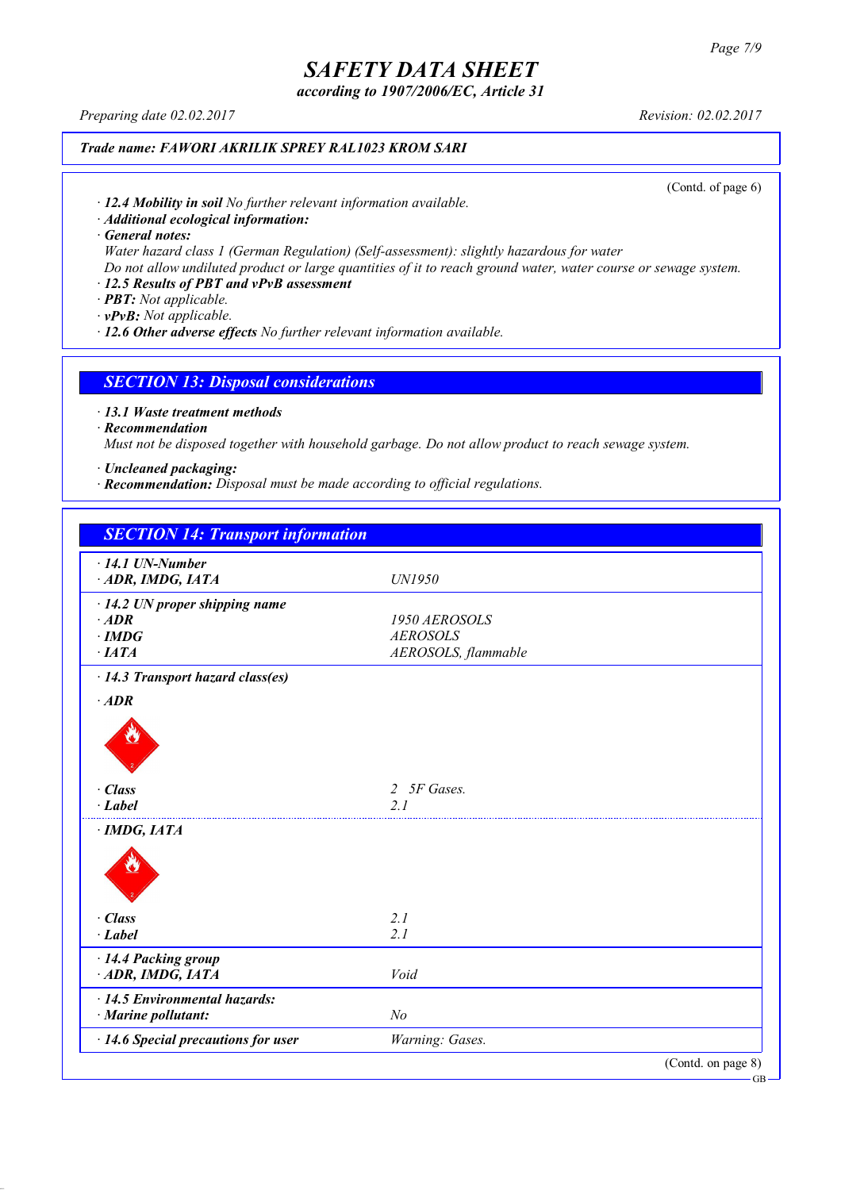**Trade name: FAWORI AKRILIK SPREY RAL1023 KROM SARI**

(Contd. of page 6)

· **12.4 Mobility in soil** No further relevant information available.
· **Additional ecological information:**
· **General notes:**
Water hazard class 1 (German Regulation) (Self-assessment): slightly hazardous for water
Do not allow undiluted product or large quantities of it to reach ground water, water course or sewage system.
· **12.5 Results of PBT and vPvB assessment**
· **PBT:** Not applicable.
· **vPvB:** Not applicable.
· **12.6 Other adverse effects** No further relevant information available.

## SECTION 13: Disposal considerations

· **13.1 Waste treatment methods**
· **Recommendation**
Must not be disposed together with household garbage. Do not allow product to reach sewage system.

· **Uncleaned packaging:**
· **Recommendation:** Disposal must be made according to official regulations.

## SECTION 14: Transport information

| | |
|---|---|
| · **14.1 UN-Number** | |
| · **ADR, IMDG, IATA** | UN1950 |
| · **14.2 UN proper shipping name** | |
| · **ADR** | 1950 AEROSOLS |
| · **IMDG** | AEROSOLS |
| · **IATA** | AEROSOLS, flammable |
| · **14.3 Transport hazard class(es)** | |
| · **ADR** | |
| · **Class** | 2 5F Gases. |
| · **Label** | 2.1 |
| · **IMDG, IATA** | |
| · **Class** | 2.1 |
| · **Label** | 2.1 |
| · **14.4 Packing group** | |
| · **ADR, IMDG, IATA** | Void |
| · **14.5 Environmental hazards:** | |
| · **Marine pollutant:** | No |
| · **14.6 Special precautions for user** | Warning: Gases. |

(Contd. on page 8)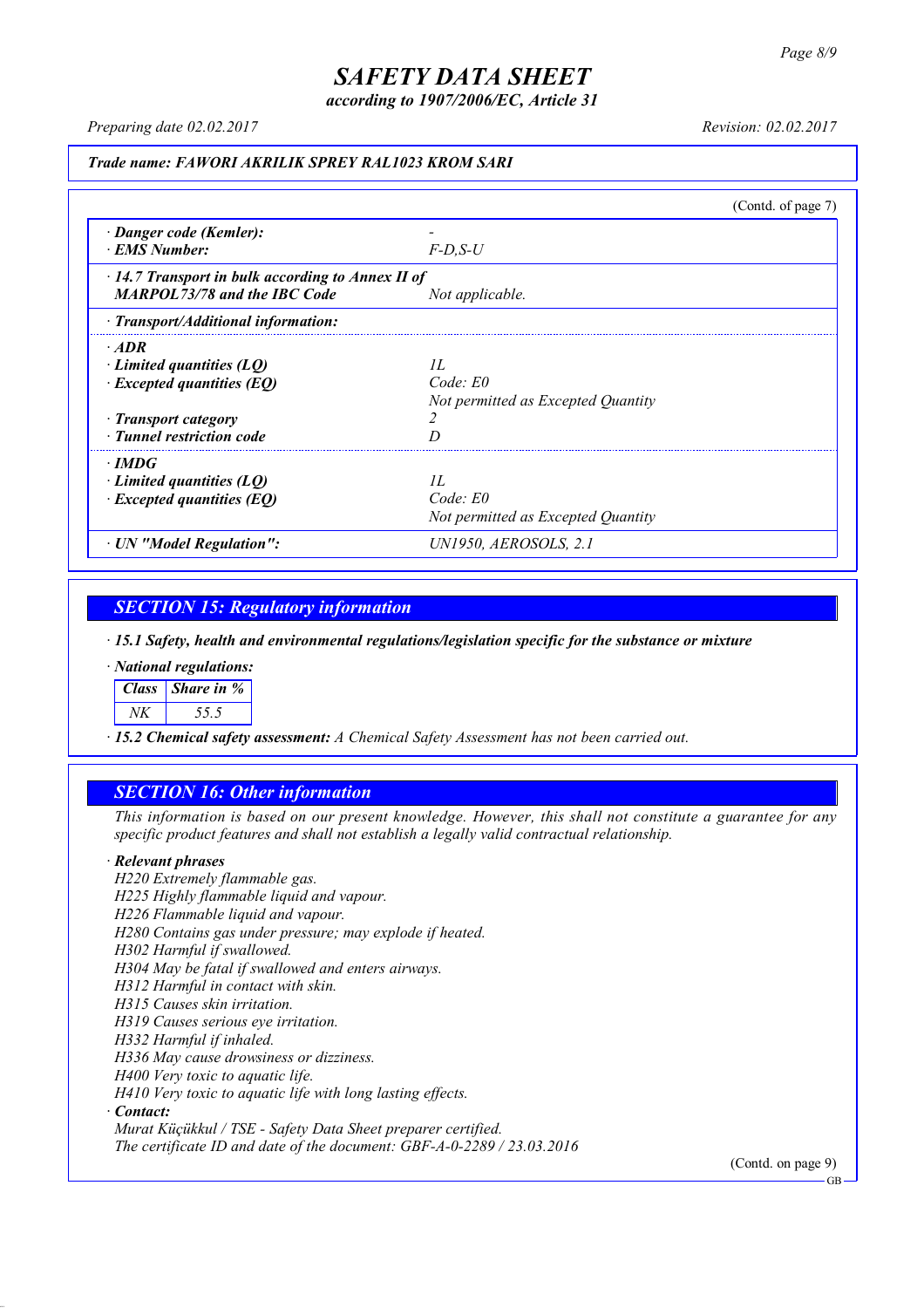# SAFETY DATA SHEET

*according to 1907/2006/EC, Article 31*

*Preparing date 02.02.2017* *Revision: 02.02.2017*

***Trade name: FAWORI AKRILIK SPREY RAL1023 KROM SARI***

(Contd. of page 7)

| | |
|---|---|
| · ***Danger code (Kemler):*** | - |
| · ***EMS Number:*** | *F-D,S-U* |
| · ***14.7 Transport in bulk according to Annex II of MARPOL73/78 and the IBC Code*** | *Not applicable.* |
| · ***Transport/Additional information:*** | |
| · ***ADR*** | |
| · ***Limited quantities (LQ)*** | *1L* |
| · ***Excepted quantities (EQ)*** | *Code: E0* <br> *Not permitted as Excepted Quantity* |
| · ***Transport category*** | *2* |
| · ***Tunnel restriction code*** | *D* |
| · ***IMDG*** | |
| · ***Limited quantities (LQ)*** | *1L* |
| · ***Excepted quantities (EQ)*** | *Code: E0* <br> *Not permitted as Excepted Quantity* |
| · ***UN "Model Regulation":*** | *UN1950, AEROSOLS, 2.1* |

## SECTION 15: Regulatory information

· ***15.1 Safety, health and environmental regulations/legislation specific for the substance or mixture***

· ***National regulations:***

| Class | Share in % |
|---|---|
| NK | 55.5 |

· ***15.2 Chemical safety assessment:*** *A Chemical Safety Assessment has not been carried out.*

## SECTION 16: Other information

*This information is based on our present knowledge. However, this shall not constitute a guarantee for any specific product features and shall not establish a legally valid contractual relationship.*

· ***Relevant phrases***

*H220 Extremely flammable gas.*
*H225 Highly flammable liquid and vapour.*
*H226 Flammable liquid and vapour.*
*H280 Contains gas under pressure; may explode if heated.*
*H302 Harmful if swallowed.*
*H304 May be fatal if swallowed and enters airways.*
*H312 Harmful in contact with skin.*
*H315 Causes skin irritation.*
*H319 Causes serious eye irritation.*
*H332 Harmful if inhaled.*
*H336 May cause drowsiness or dizziness.*
*H400 Very toxic to aquatic life.*
*H410 Very toxic to aquatic life with long lasting effects.*

· ***Contact:***

*Murat Küçükkul / TSE - Safety Data Sheet preparer certified.*
*The certificate ID and date of the document: GBF-A-0-2289 / 23.03.2016*

(Contd. on page 9)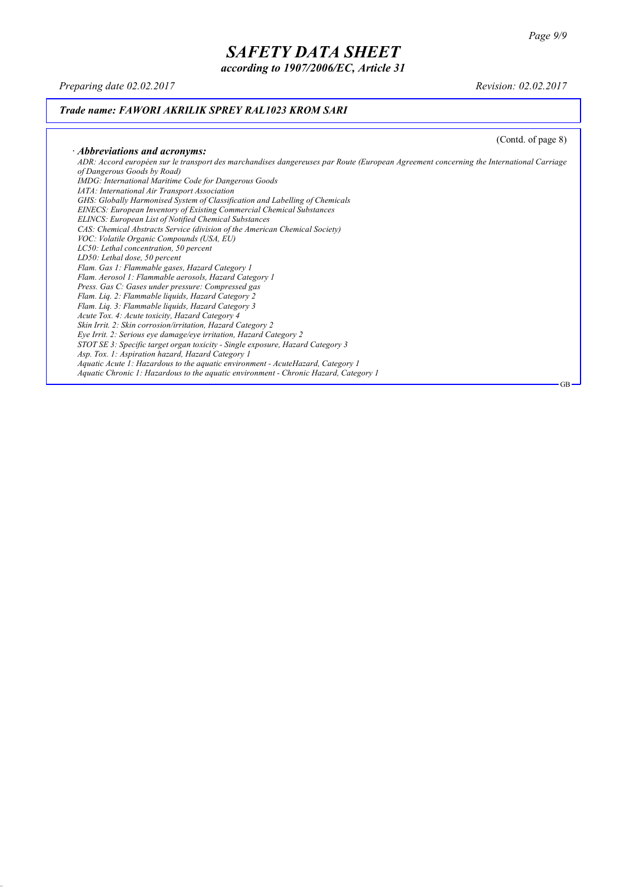(Contd. of page 8)

*· **Abbreviations and acronyms:***

*ADR: Accord européen sur le transport des marchandises dangereuses par Route (European Agreement concerning the International Carriage of Dangerous Goods by Road)*
*IMDG: International Maritime Code for Dangerous Goods*
*IATA: International Air Transport Association*
*GHS: Globally Harmonised System of Classification and Labelling of Chemicals*
*EINECS: European Inventory of Existing Commercial Chemical Substances*
*ELINCS: European List of Notified Chemical Substances*
*CAS: Chemical Abstracts Service (division of the American Chemical Society)*
*VOC: Volatile Organic Compounds (USA, EU)*
*LC50: Lethal concentration, 50 percent*
*LD50: Lethal dose, 50 percent*
*Flam. Gas 1: Flammable gases, Hazard Category 1*
*Flam. Aerosol 1: Flammable aerosols, Hazard Category 1*
*Press. Gas C: Gases under pressure: Compressed gas*
*Flam. Liq. 2: Flammable liquids, Hazard Category 2*
*Flam. Liq. 3: Flammable liquids, Hazard Category 3*
*Acute Tox. 4: Acute toxicity, Hazard Category 4*
*Skin Irrit. 2: Skin corrosion/irritation, Hazard Category 2*
*Eye Irrit. 2: Serious eye damage/eye irritation, Hazard Category 2*
*STOT SE 3: Specific target organ toxicity - Single exposure, Hazard Category 3*
*Asp. Tox. 1: Aspiration hazard, Hazard Category 1*
*Aquatic Acute 1: Hazardous to the aquatic environment - AcuteHazard, Category 1*
*Aquatic Chronic 1: Hazardous to the aquatic environment - Chronic Hazard, Category 1*

GB